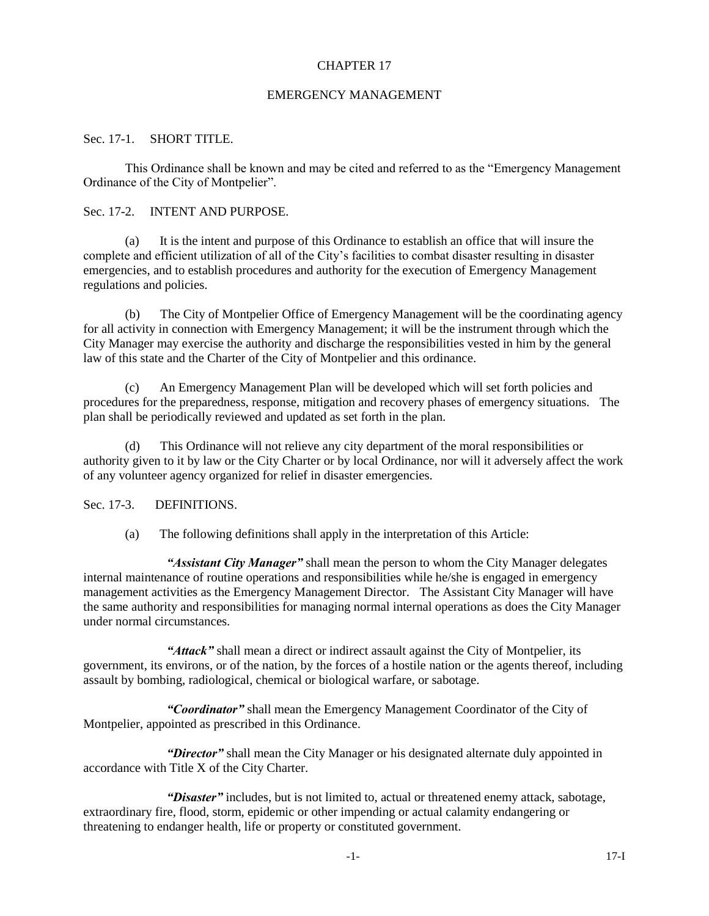# CHAPTER 17

## EMERGENCY MANAGEMENT

Sec. 17-1. SHORT TITLE.

This Ordinance shall be known and may be cited and referred to as the "Emergency Management Ordinance of the City of Montpelier".

Sec. 17-2. INTENT AND PURPOSE.

(a) It is the intent and purpose of this Ordinance to establish an office that will insure the complete and efficient utilization of all of the City's facilities to combat disaster resulting in disaster emergencies, and to establish procedures and authority for the execution of Emergency Management regulations and policies.

(b) The City of Montpelier Office of Emergency Management will be the coordinating agency for all activity in connection with Emergency Management; it will be the instrument through which the City Manager may exercise the authority and discharge the responsibilities vested in him by the general law of this state and the Charter of the City of Montpelier and this ordinance.

(c) An Emergency Management Plan will be developed which will set forth policies and procedures for the preparedness, response, mitigation and recovery phases of emergency situations. The plan shall be periodically reviewed and updated as set forth in the plan.

(d) This Ordinance will not relieve any city department of the moral responsibilities or authority given to it by law or the City Charter or by local Ordinance, nor will it adversely affect the work of any volunteer agency organized for relief in disaster emergencies.

Sec. 17-3. DEFINITIONS.

(a) The following definitions shall apply in the interpretation of this Article:

***"Assistant City Manager"*** shall mean the person to whom the City Manager delegates internal maintenance of routine operations and responsibilities while he/she is engaged in emergency management activities as the Emergency Management Director. The Assistant City Manager will have the same authority and responsibilities for managing normal internal operations as does the City Manager under normal circumstances.

***"Attack"*** shall mean a direct or indirect assault against the City of Montpelier, its government, its environs, or of the nation, by the forces of a hostile nation or the agents thereof, including assault by bombing, radiological, chemical or biological warfare, or sabotage.

***"Coordinator"*** shall mean the Emergency Management Coordinator of the City of Montpelier, appointed as prescribed in this Ordinance.

***"Director"*** shall mean the City Manager or his designated alternate duly appointed in accordance with Title X of the City Charter.

***"Disaster"*** includes, but is not limited to, actual or threatened enemy attack, sabotage, extraordinary fire, flood, storm, epidemic or other impending or actual calamity endangering or threatening to endanger health, life or property or constituted government.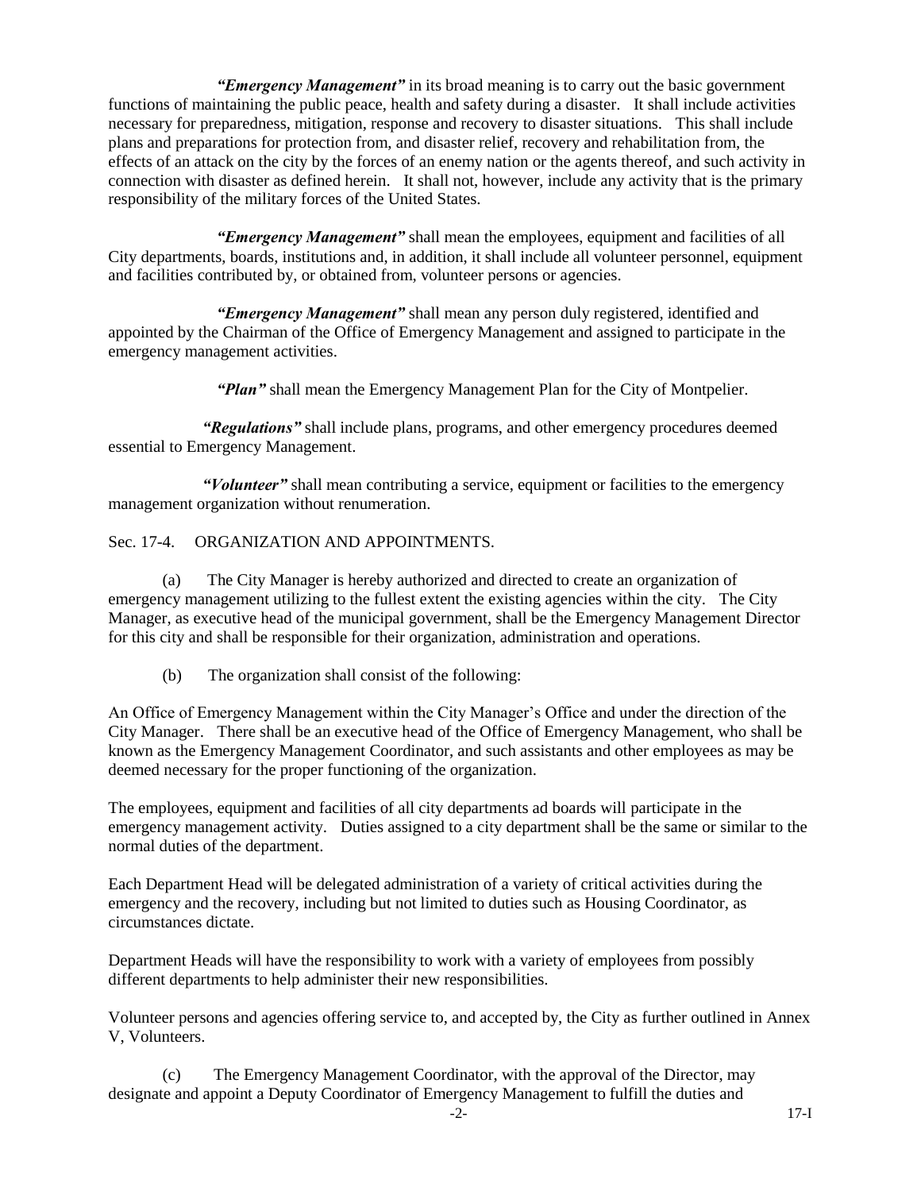***"Emergency Management"*** in its broad meaning is to carry out the basic government functions of maintaining the public peace, health and safety during a disaster. It shall include activities necessary for preparedness, mitigation, response and recovery to disaster situations. This shall include plans and preparations for protection from, and disaster relief, recovery and rehabilitation from, the effects of an attack on the city by the forces of an enemy nation or the agents thereof, and such activity in connection with disaster as defined herein. It shall not, however, include any activity that is the primary responsibility of the military forces of the United States.

***"Emergency Management"*** shall mean the employees, equipment and facilities of all City departments, boards, institutions and, in addition, it shall include all volunteer personnel, equipment and facilities contributed by, or obtained from, volunteer persons or agencies.

***"Emergency Management"*** shall mean any person duly registered, identified and appointed by the Chairman of the Office of Emergency Management and assigned to participate in the emergency management activities.

***"Plan"*** shall mean the Emergency Management Plan for the City of Montpelier.

***"Regulations"*** shall include plans, programs, and other emergency procedures deemed essential to Emergency Management.

***"Volunteer"*** shall mean contributing a service, equipment or facilities to the emergency management organization without renumeration.

Sec. 17-4. ORGANIZATION AND APPOINTMENTS.

(a) The City Manager is hereby authorized and directed to create an organization of emergency management utilizing to the fullest extent the existing agencies within the city. The City Manager, as executive head of the municipal government, shall be the Emergency Management Director for this city and shall be responsible for their organization, administration and operations.

(b) The organization shall consist of the following:

An Office of Emergency Management within the City Manager's Office and under the direction of the City Manager. There shall be an executive head of the Office of Emergency Management, who shall be known as the Emergency Management Coordinator, and such assistants and other employees as may be deemed necessary for the proper functioning of the organization.

The employees, equipment and facilities of all city departments ad boards will participate in the emergency management activity. Duties assigned to a city department shall be the same or similar to the normal duties of the department.

Each Department Head will be delegated administration of a variety of critical activities during the emergency and the recovery, including but not limited to duties such as Housing Coordinator, as circumstances dictate.

Department Heads will have the responsibility to work with a variety of employees from possibly different departments to help administer their new responsibilities.

Volunteer persons and agencies offering service to, and accepted by, the City as further outlined in Annex V, Volunteers.

(c) The Emergency Management Coordinator, with the approval of the Director, may designate and appoint a Deputy Coordinator of Emergency Management to fulfill the duties and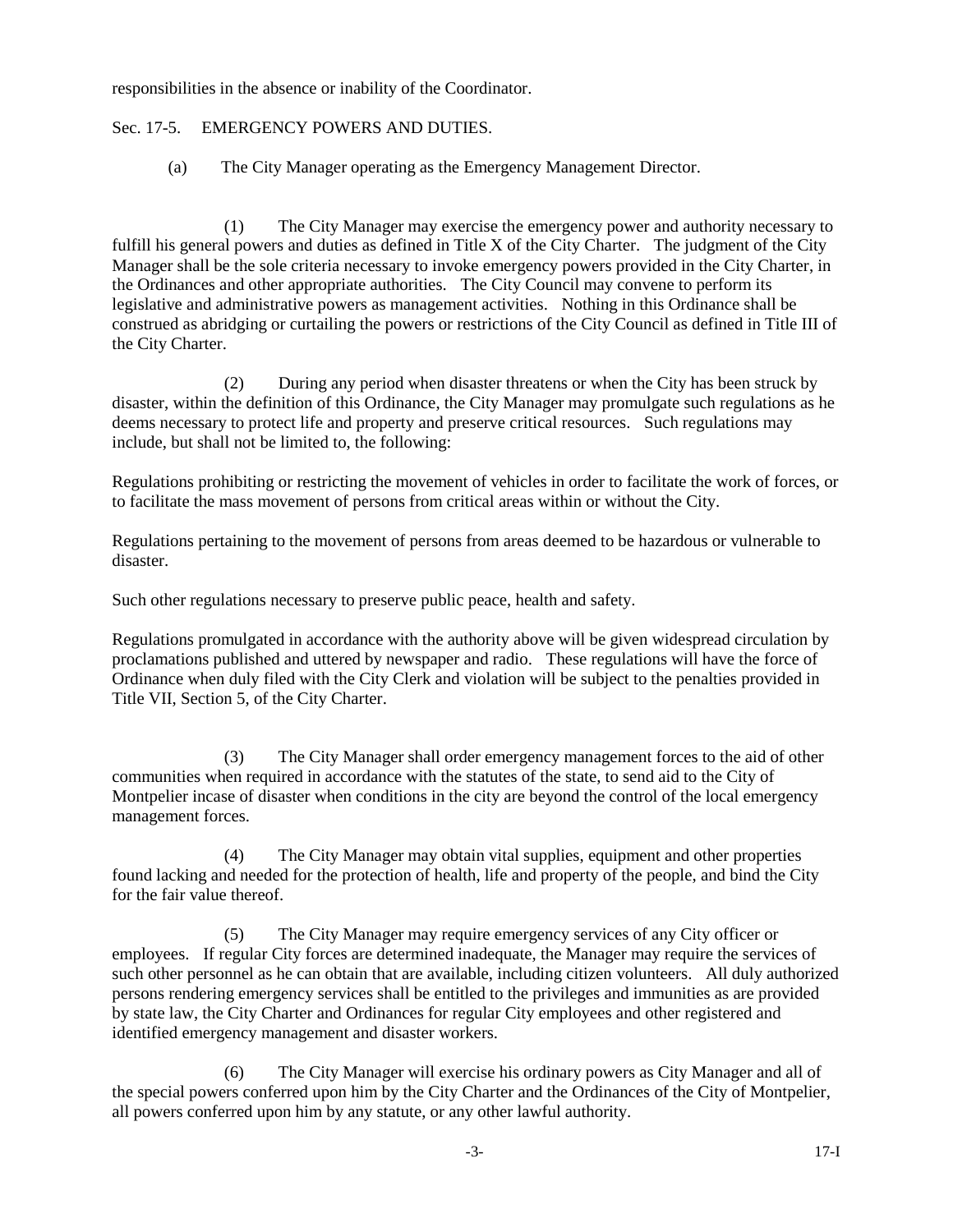responsibilities in the absence or inability of the Coordinator.

Sec. 17-5. EMERGENCY POWERS AND DUTIES.

(a) The City Manager operating as the Emergency Management Director.

(1) The City Manager may exercise the emergency power and authority necessary to fulfill his general powers and duties as defined in Title X of the City Charter. The judgment of the City Manager shall be the sole criteria necessary to invoke emergency powers provided in the City Charter, in the Ordinances and other appropriate authorities. The City Council may convene to perform its legislative and administrative powers as management activities. Nothing in this Ordinance shall be construed as abridging or curtailing the powers or restrictions of the City Council as defined in Title III of the City Charter.

(2) During any period when disaster threatens or when the City has been struck by disaster, within the definition of this Ordinance, the City Manager may promulgate such regulations as he deems necessary to protect life and property and preserve critical resources. Such regulations may include, but shall not be limited to, the following:

Regulations prohibiting or restricting the movement of vehicles in order to facilitate the work of forces, or to facilitate the mass movement of persons from critical areas within or without the City.

Regulations pertaining to the movement of persons from areas deemed to be hazardous or vulnerable to disaster.

Such other regulations necessary to preserve public peace, health and safety.

Regulations promulgated in accordance with the authority above will be given widespread circulation by proclamations published and uttered by newspaper and radio. These regulations will have the force of Ordinance when duly filed with the City Clerk and violation will be subject to the penalties provided in Title VII, Section 5, of the City Charter.

(3) The City Manager shall order emergency management forces to the aid of other communities when required in accordance with the statutes of the state, to send aid to the City of Montpelier incase of disaster when conditions in the city are beyond the control of the local emergency management forces.

(4) The City Manager may obtain vital supplies, equipment and other properties found lacking and needed for the protection of health, life and property of the people, and bind the City for the fair value thereof.

(5) The City Manager may require emergency services of any City officer or employees. If regular City forces are determined inadequate, the Manager may require the services of such other personnel as he can obtain that are available, including citizen volunteers. All duly authorized persons rendering emergency services shall be entitled to the privileges and immunities as are provided by state law, the City Charter and Ordinances for regular City employees and other registered and identified emergency management and disaster workers.

(6) The City Manager will exercise his ordinary powers as City Manager and all of the special powers conferred upon him by the City Charter and the Ordinances of the City of Montpelier, all powers conferred upon him by any statute, or any other lawful authority.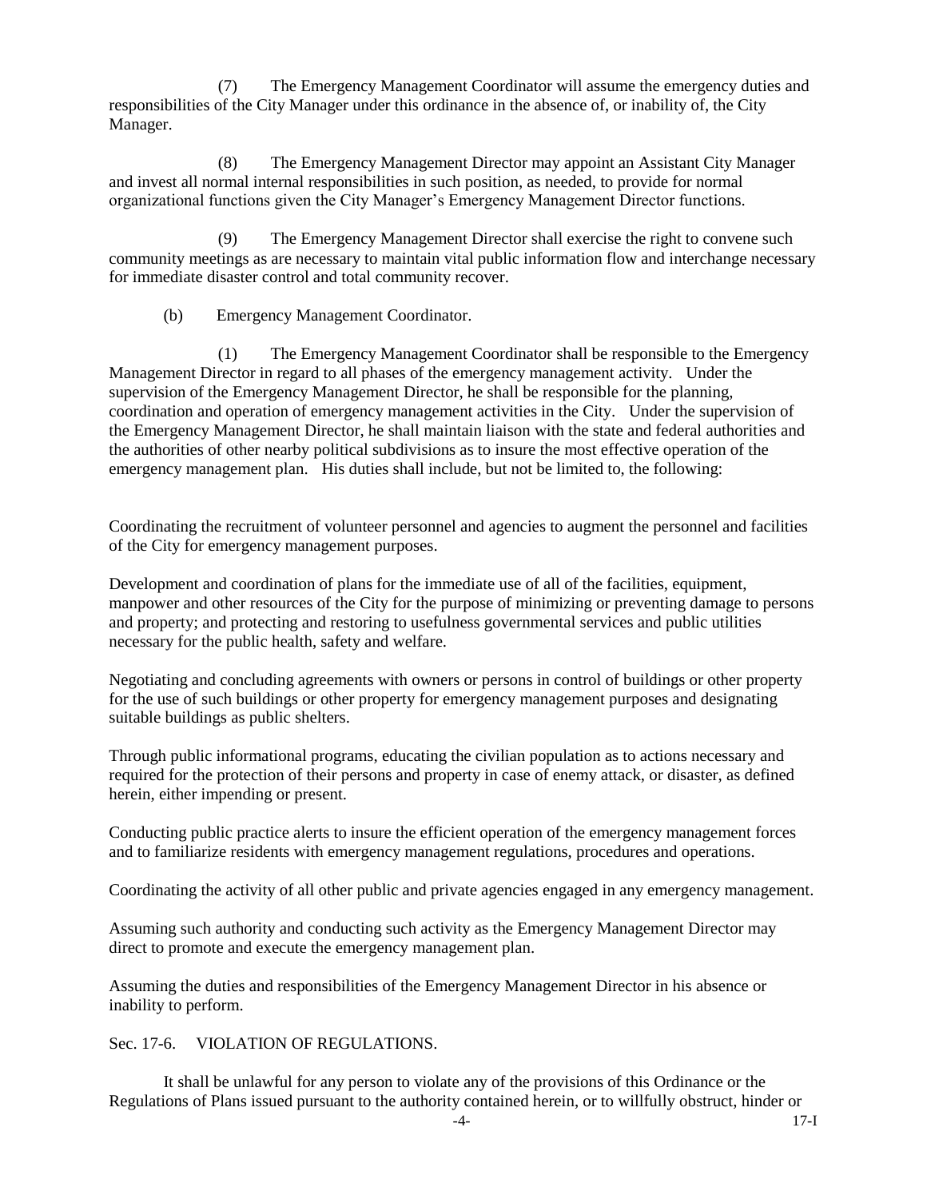(7) The Emergency Management Coordinator will assume the emergency duties and responsibilities of the City Manager under this ordinance in the absence of, or inability of, the City Manager.

(8) The Emergency Management Director may appoint an Assistant City Manager and invest all normal internal responsibilities in such position, as needed, to provide for normal organizational functions given the City Manager's Emergency Management Director functions.

(9) The Emergency Management Director shall exercise the right to convene such community meetings as are necessary to maintain vital public information flow and interchange necessary for immediate disaster control and total community recover.

(b) Emergency Management Coordinator.

(1) The Emergency Management Coordinator shall be responsible to the Emergency Management Director in regard to all phases of the emergency management activity. Under the supervision of the Emergency Management Director, he shall be responsible for the planning, coordination and operation of emergency management activities in the City. Under the supervision of the Emergency Management Director, he shall maintain liaison with the state and federal authorities and the authorities of other nearby political subdivisions as to insure the most effective operation of the emergency management plan. His duties shall include, but not be limited to, the following:

Coordinating the recruitment of volunteer personnel and agencies to augment the personnel and facilities of the City for emergency management purposes.

Development and coordination of plans for the immediate use of all of the facilities, equipment, manpower and other resources of the City for the purpose of minimizing or preventing damage to persons and property; and protecting and restoring to usefulness governmental services and public utilities necessary for the public health, safety and welfare.

Negotiating and concluding agreements with owners or persons in control of buildings or other property for the use of such buildings or other property for emergency management purposes and designating suitable buildings as public shelters.

Through public informational programs, educating the civilian population as to actions necessary and required for the protection of their persons and property in case of enemy attack, or disaster, as defined herein, either impending or present.

Conducting public practice alerts to insure the efficient operation of the emergency management forces and to familiarize residents with emergency management regulations, procedures and operations.

Coordinating the activity of all other public and private agencies engaged in any emergency management.

Assuming such authority and conducting such activity as the Emergency Management Director may direct to promote and execute the emergency management plan.

Assuming the duties and responsibilities of the Emergency Management Director in his absence or inability to perform.

## Sec. 17-6. VIOLATION OF REGULATIONS.

It shall be unlawful for any person to violate any of the provisions of this Ordinance or the Regulations of Plans issued pursuant to the authority contained herein, or to willfully obstruct, hinder or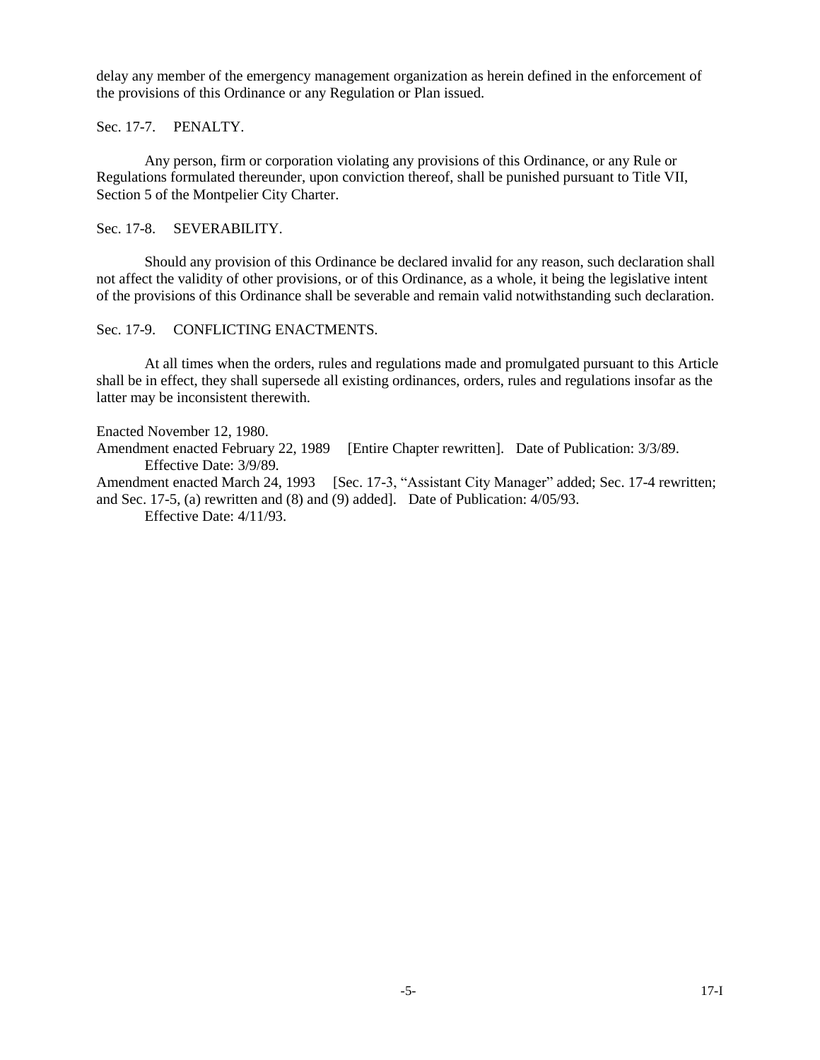delay any member of the emergency management organization as herein defined in the enforcement of the provisions of this Ordinance or any Regulation or Plan issued.

Sec. 17-7. PENALTY.

Any person, firm or corporation violating any provisions of this Ordinance, or any Rule or Regulations formulated thereunder, upon conviction thereof, shall be punished pursuant to Title VII, Section 5 of the Montpelier City Charter.

Sec. 17-8. SEVERABILITY.

Should any provision of this Ordinance be declared invalid for any reason, such declaration shall not affect the validity of other provisions, or of this Ordinance, as a whole, it being the legislative intent of the provisions of this Ordinance shall be severable and remain valid notwithstanding such declaration.

Sec. 17-9. CONFLICTING ENACTMENTS.

At all times when the orders, rules and regulations made and promulgated pursuant to this Article shall be in effect, they shall supersede all existing ordinances, orders, rules and regulations insofar as the latter may be inconsistent therewith.

Enacted November 12, 1980.
Amendment enacted February 22, 1989 [Entire Chapter rewritten]. Date of Publication: 3/3/89.
Effective Date: 3/9/89.
Amendment enacted March 24, 1993 [Sec. 17-3, "Assistant City Manager" added; Sec. 17-4 rewritten; and Sec. 17-5, (a) rewritten and (8) and (9) added]. Date of Publication: 4/05/93.
Effective Date: 4/11/93.